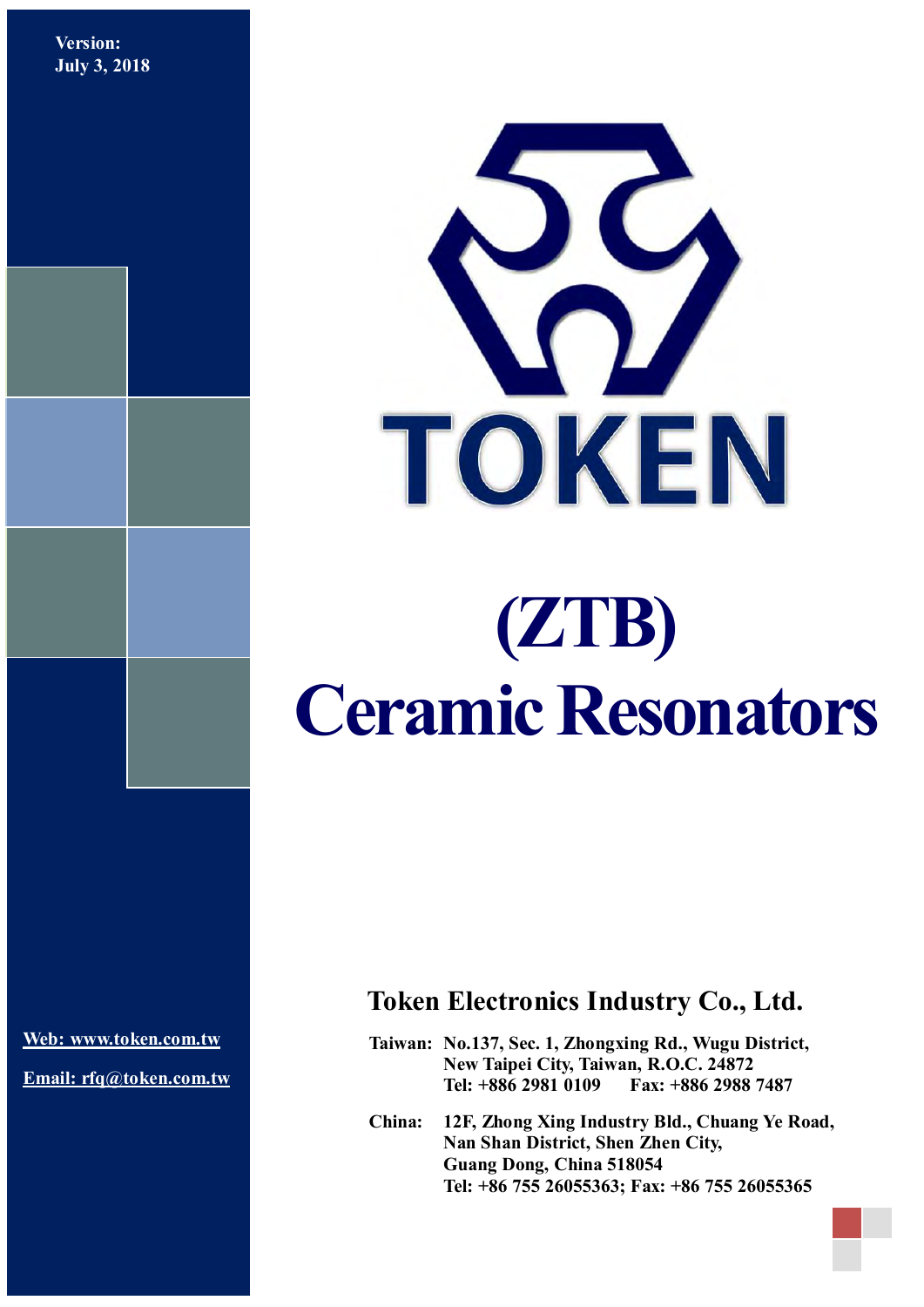**Version:**
**July 3, 2018**

TOKEN

# (ZTB)
# Ceramic Resonators

**Web: www.token.com.tw**

**Email: rfq@token.com.tw**

## Token Electronics Industry Co., Ltd.

**Taiwan:** No.137, Sec. 1, Zhongxing Rd., Wugu District,
New Taipei City, Taiwan, R.O.C. 24872
Tel: +886 2981 0109  Fax: +886 2988 7487

**China:** 12F, Zhong Xing Industry Bld., Chuang Ye Road,
Nan Shan District, Shen Zhen City,
Guang Dong, China 518054
Tel: +86 755 26055363; Fax: +86 755 26055365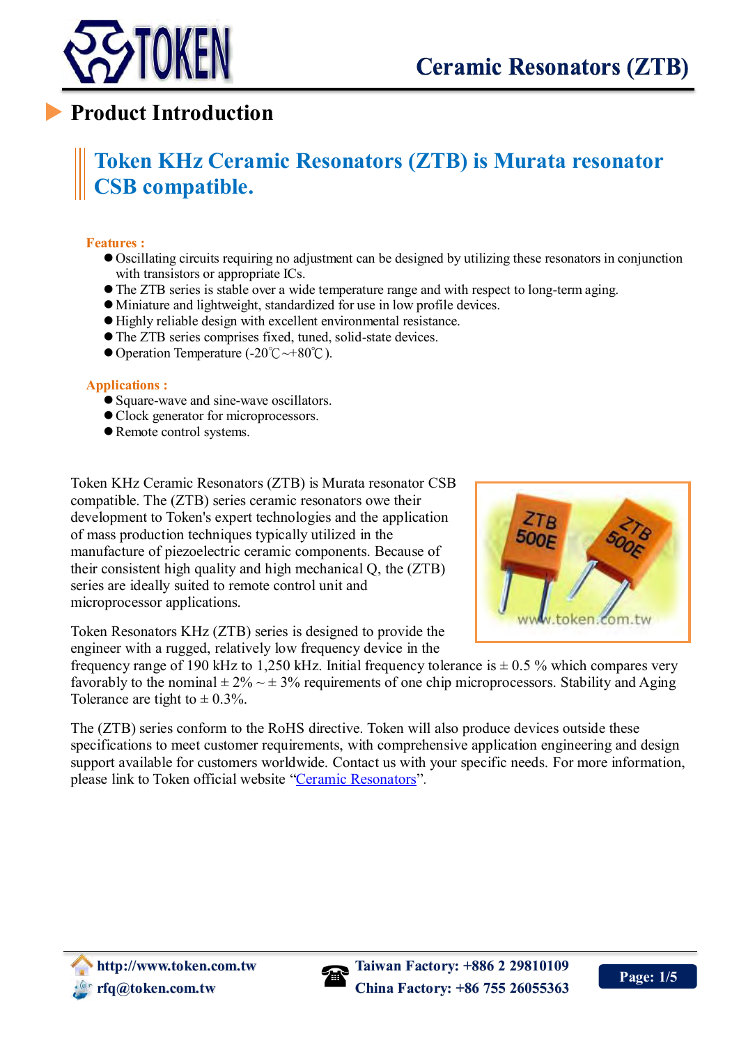## Product Introduction

### Token KHz Ceramic Resonators (ZTB) is Murata resonator CSB compatible.

**Features :**

- Oscillating circuits requiring no adjustment can be designed by utilizing these resonators in conjunction with transistors or appropriate ICs.
- The ZTB series is stable over a wide temperature range and with respect to long-term aging.
- Miniature and lightweight, standardized for use in low profile devices.
- Highly reliable design with excellent environmental resistance.
- The ZTB series comprises fixed, tuned, solid-state devices.
- Operation Temperature (-20℃~+80℃).

**Applications :**

- Square-wave and sine-wave oscillators.
- Clock generator for microprocessors.
- Remote control systems.

Token KHz Ceramic Resonators (ZTB) is Murata resonator CSB compatible. The (ZTB) series ceramic resonators owe their development to Token's expert technologies and the application of mass production techniques typically utilized in the manufacture of piezoelectric ceramic components. Because of their consistent high quality and high mechanical Q, the (ZTB) series are ideally suited to remote control unit and microprocessor applications.

Token Resonators KHz (ZTB) series is designed to provide the engineer with a rugged, relatively low frequency device in the frequency range of 190 kHz to 1,250 kHz. Initial frequency tolerance is ± 0.5 % which compares very favorably to the nominal ± 2% ~ ± 3% requirements of one chip microprocessors. Stability and Aging Tolerance are tight to ± 0.3%.

The (ZTB) series conform to the RoHS directive. Token will also produce devices outside these specifications to meet customer requirements, with comprehensive application engineering and design support available for customers worldwide. Contact us with your specific needs. For more information, please link to Token official website "Ceramic Resonators".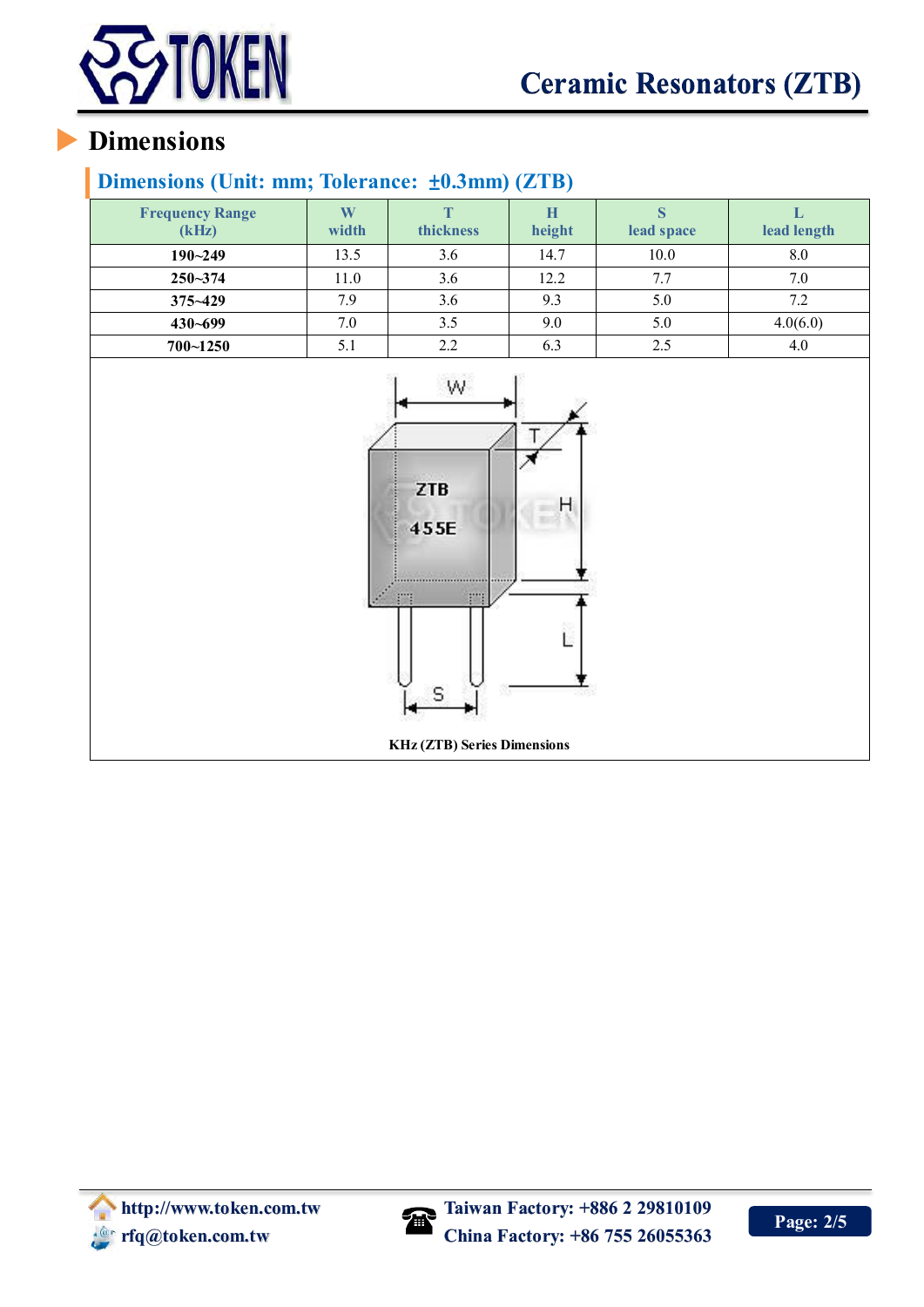# Dimensions

## Dimensions (Unit: mm; Tolerance: ±0.3mm) (ZTB)

| Frequency Range (kHz) | W width | T thickness | H height | S lead space | L lead length |
|---|---|---|---|---|---|
| **190~249** | 13.5 | 3.6 | 14.7 | 10.0 | 8.0 |
| **250~374** | 11.0 | 3.6 | 12.2 | 7.7 | 7.0 |
| **375~429** | 7.9 | 3.6 | 9.3 | 5.0 | 7.2 |
| **430~699** | 7.0 | 3.5 | 9.0 | 5.0 | 4.0(6.0) |
| **700~1250** | 5.1 | 2.2 | 6.3 | 2.5 | 4.0 |

**KHz (ZTB) Series Dimensions**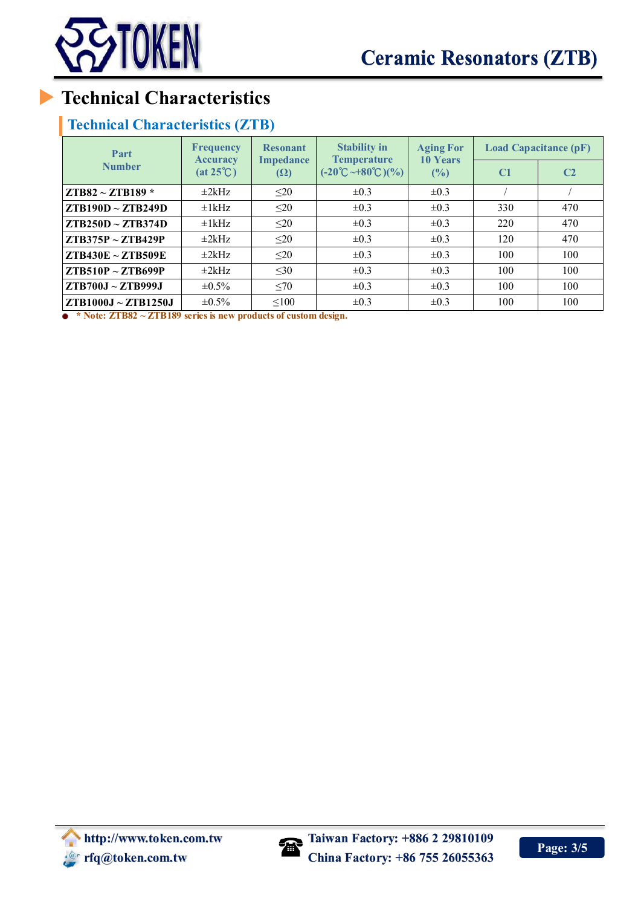# Technical Characteristics

## Technical Characteristics (ZTB)

| Part Number | Frequency Accuracy (at 25℃) | Resonant Impedance (Ω) | Stability in Temperature (-20℃~+80℃)(%) | Aging For 10 Years (%) | Load Capacitance (pF) | |
|---|---|---|---|---|---|---|
| | | | | | C1 | C2 |
| **ZTB82 ~ ZTB189 *** | ±2kHz | ≤20 | ±0.3 | ±0.3 | / | / |
| **ZTB190D ~ ZTB249D** | ±1kHz | ≤20 | ±0.3 | ±0.3 | 330 | 470 |
| **ZTB250D ~ ZTB374D** | ±1kHz | ≤20 | ±0.3 | ±0.3 | 220 | 470 |
| **ZTB375P ~ ZTB429P** | ±2kHz | ≤20 | ±0.3 | ±0.3 | 120 | 470 |
| **ZTB430E ~ ZTB509E** | ±2kHz | ≤20 | ±0.3 | ±0.3 | 100 | 100 |
| **ZTB510P ~ ZTB699P** | ±2kHz | ≤30 | ±0.3 | ±0.3 | 100 | 100 |
| **ZTB700J ~ ZTB999J** | ±0.5% | ≤70 | ±0.3 | ±0.3 | 100 | 100 |
| **ZTB1000J ~ ZTB1250J** | ±0.5% | ≤100 | ±0.3 | ±0.3 | 100 | 100 |

- **\* Note: ZTB82 ~ ZTB189 series is new products of custom design.**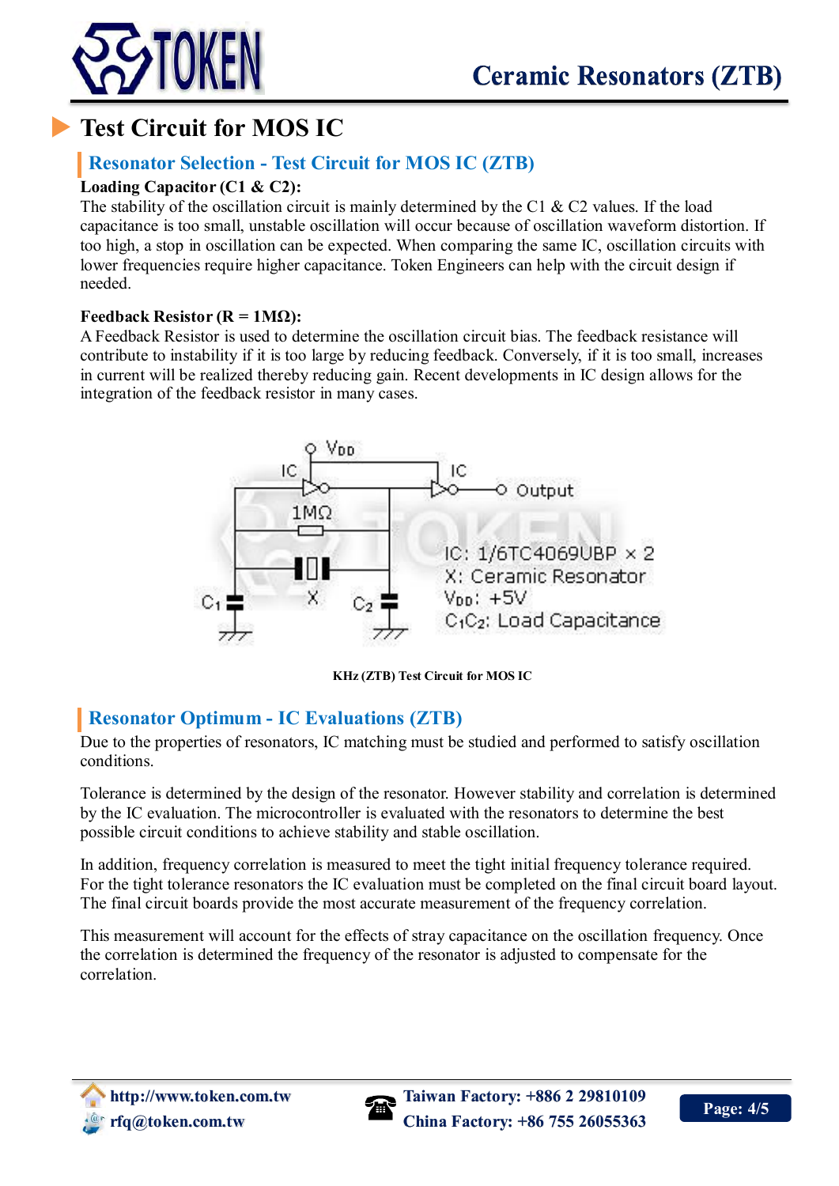# Test Circuit for MOS IC

## Resonator Selection - Test Circuit for MOS IC (ZTB)

**Loading Capacitor (C1 & C2):**

The stability of the oscillation circuit is mainly determined by the C1 & C2 values. If the load capacitance is too small, unstable oscillation will occur because of oscillation waveform distortion. If too high, a stop in oscillation can be expected. When comparing the same IC, oscillation circuits with lower frequencies require higher capacitance. Token Engineers can help with the circuit design if needed.

**Feedback Resistor (R = 1MΩ):**

A Feedback Resistor is used to determine the oscillation circuit bias. The feedback resistance will contribute to instability if it is too large by reducing feedback. Conversely, if it is too small, increases in current will be realized thereby reducing gain. Recent developments in IC design allows for the integration of the feedback resistor in many cases.

KHz (ZTB) Test Circuit for MOS IC

## Resonator Optimum - IC Evaluations (ZTB)

Due to the properties of resonators, IC matching must be studied and performed to satisfy oscillation conditions.

Tolerance is determined by the design of the resonator. However stability and correlation is determined by the IC evaluation. The microcontroller is evaluated with the resonators to determine the best possible circuit conditions to achieve stability and stable oscillation.

In addition, frequency correlation is measured to meet the tight initial frequency tolerance required. For the tight tolerance resonators the IC evaluation must be completed on the final circuit board layout. The final circuit boards provide the most accurate measurement of the frequency correlation.

This measurement will account for the effects of stray capacitance on the oscillation frequency. Once the correlation is determined the frequency of the resonator is adjusted to compensate for the correlation.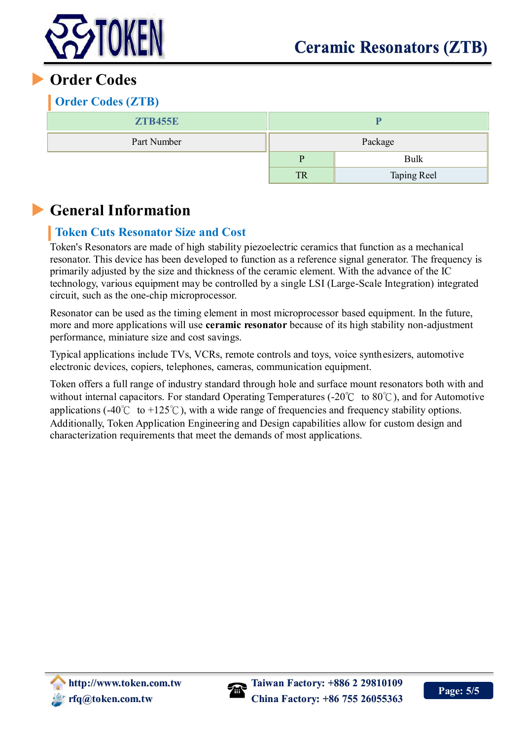# Order Codes

## Order Codes (ZTB)

| ZTB455E | P | |
|---|---|---|
| Part Number | Package | |
| | P | Bulk |
| | TR | Taping Reel |

# General Information

## Token Cuts Resonator Size and Cost

Token's Resonators are made of high stability piezoelectric ceramics that function as a mechanical resonator. This device has been developed to function as a reference signal generator. The frequency is primarily adjusted by the size and thickness of the ceramic element. With the advance of the IC technology, various equipment may be controlled by a single LSI (Large-Scale Integration) integrated circuit, such as the one-chip microprocessor.

Resonator can be used as the timing element in most microprocessor based equipment. In the future, more and more applications will use **ceramic resonator** because of its high stability non-adjustment performance, miniature size and cost savings.

Typical applications include TVs, VCRs, remote controls and toys, voice synthesizers, automotive electronic devices, copiers, telephones, cameras, communication equipment.

Token offers a full range of industry standard through hole and surface mount resonators both with and without internal capacitors. For standard Operating Temperatures (-20℃ to 80℃), and for Automotive applications (-40℃ to +125℃), with a wide range of frequencies and frequency stability options. Additionally, Token Application Engineering and Design capabilities allow for custom design and characterization requirements that meet the demands of most applications.